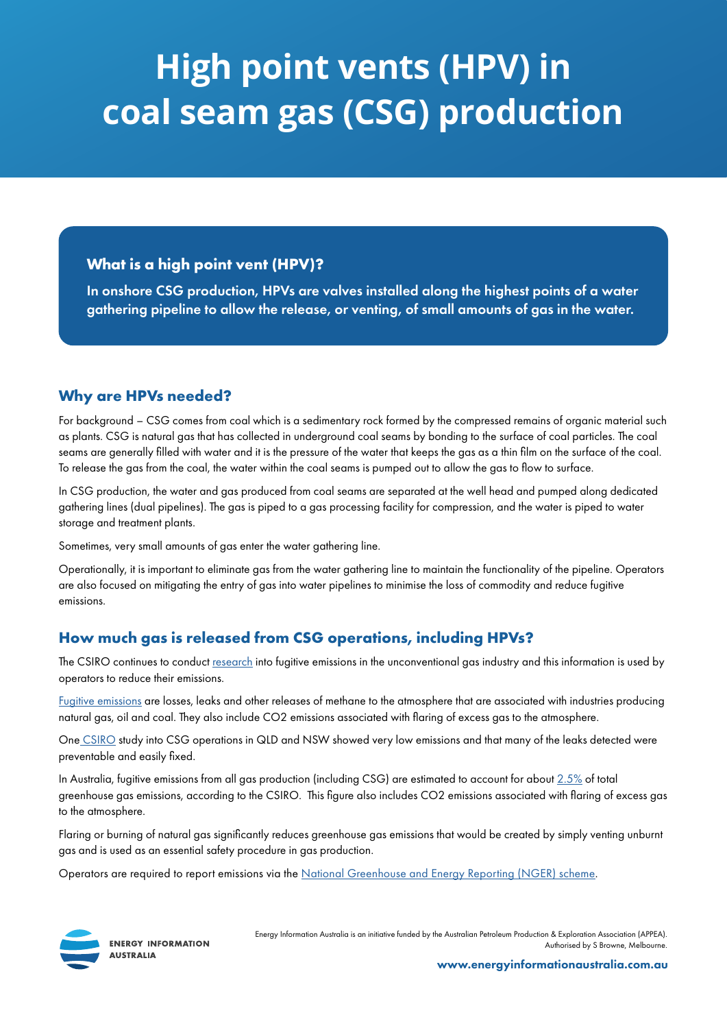# High point vents (HPV) in coal seam gas (CSG) production

### What is a high point vent (HPV)?

**In onshore CSG production, HPVs are valves installed along the highest points of a water gathering pipeline to allow the release, or venting, of small amounts of gas in the water.**

## Why are HPVs needed?

For background – CSG comes from coal which is a sedimentary rock formed by the compressed remains of organic material such as plants. CSG is natural gas that has collected in underground coal seams by bonding to the surface of coal particles. The coal seams are generally filled with water and it is the pressure of the water that keeps the gas as a thin film on the surface of the coal. To release the gas from the coal, the water within the coal seams is pumped out to allow the gas to flow to surface.

In CSG production, the water and gas produced from coal seams are separated at the well head and pumped along dedicated gathering lines (dual pipelines). The gas is piped to a gas processing facility for compression, and the water is piped to water storage and treatment plants.

Sometimes, very small amounts of gas enter the water gathering line.

Operationally, it is important to eliminate gas from the water gathering line to maintain the functionality of the pipeline. Operators are also focused on mitigating the entry of gas into water pipelines to minimise the loss of commodity and reduce fugitive emissions.

## How much gas is released from CSG operations, including HPVs?

The CSIRO continues to conduct research into fugitive emissions in the unconventional gas industry and this information is used by operators to reduce their emissions.

Fugitive emissions are losses, leaks and other releases of methane to the atmosphere that are associated with industries producing natural gas, oil and coal. They also include $CO_2$ emissions associated with flaring of excess gas to the atmosphere.

One CSIRO study into CSG operations in QLD and NSW showed very low emissions and that many of the leaks detected were preventable and easily fixed.

In Australia, fugitive emissions from all gas production (including CSG) are estimated to account for about 2.5% of total greenhouse gas emissions, according to the CSIRO. This figure also includes $CO_2$ emissions associated with flaring of excess gas to the atmosphere.

Flaring or burning of natural gas significantly reduces greenhouse gas emissions that would be created by simply venting unburnt gas and is used as an essential safety procedure in gas production.

Operators are required to report emissions via the National Greenhouse and Energy Reporting (NGER) scheme.

ENERGY INFORMATION AUSTRALIA

Energy Information Australia is an initiative funded by the Australian Petroleum Production & Exploration Association (APPEA). Authorised by S Browne, Melbourne.

**www.energyinformationaustralia.com.au**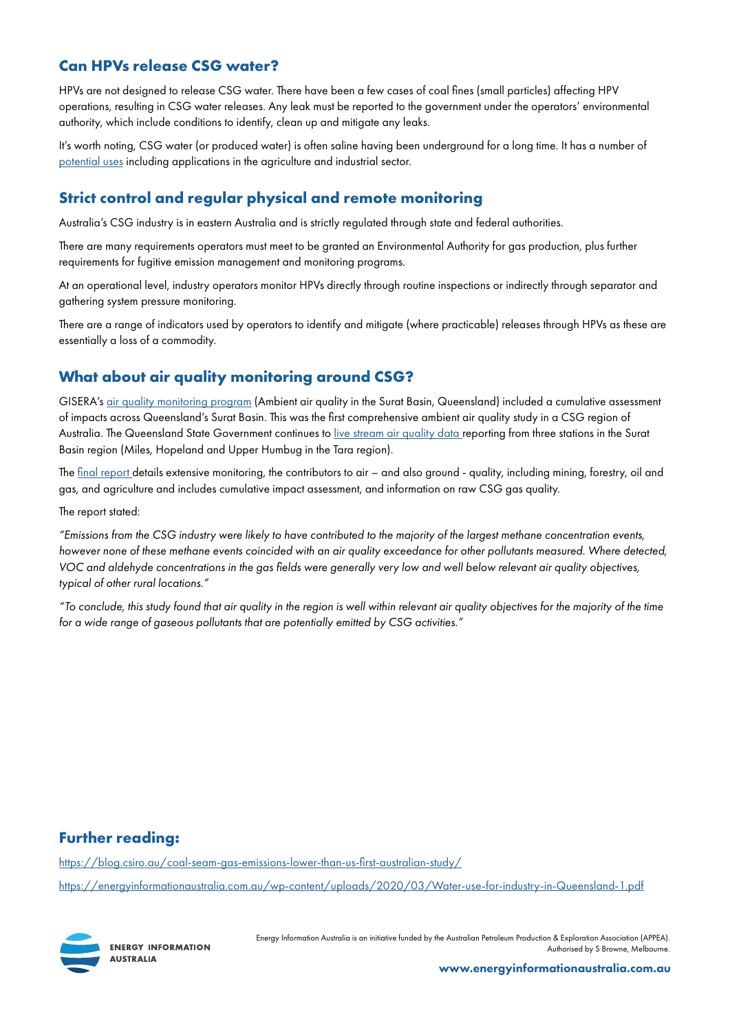## Can HPVs release CSG water?

HPVs are not designed to release CSG water. There have been a few cases of coal fines (small particles) affecting HPV operations, resulting in CSG water releases. Any leak must be reported to the government under the operators' environmental authority, which include conditions to identify, clean up and mitigate any leaks.

It's worth noting, CSG water (or produced water) is often saline having been underground for a long time. It has a number of potential uses including applications in the agriculture and industrial sector.

## Strict control and regular physical and remote monitoring

Australia's CSG industry is in eastern Australia and is strictly regulated through state and federal authorities.

There are many requirements operators must meet to be granted an Environmental Authority for gas production, plus further requirements for fugitive emission management and monitoring programs.

At an operational level, industry operators monitor HPVs directly through routine inspections or indirectly through separator and gathering system pressure monitoring.

There are a range of indicators used by operators to identify and mitigate (where practicable) releases through HPVs as these are essentially a loss of a commodity.

## What about air quality monitoring around CSG?

GISERA's air quality monitoring program (Ambient air quality in the Surat Basin, Queensland) included a cumulative assessment of impacts across Queensland's Surat Basin. This was the first comprehensive ambient air quality study in a CSG region of Australia. The Queensland State Government continues to live stream air quality data reporting from three stations in the Surat Basin region (Miles, Hopeland and Upper Humbug in the Tara region).

The final report details extensive monitoring, the contributors to air – and also ground - quality, including mining, forestry, oil and gas, and agriculture and includes cumulative impact assessment, and information on raw CSG gas quality.

The report stated:

*"Emissions from the CSG industry were likely to have contributed to the majority of the largest methane concentration events, however none of these methane events coincided with an air quality exceedance for other pollutants measured. Where detected, VOC and aldehyde concentrations in the gas fields were generally very low and well below relevant air quality objectives, typical of other rural locations."*

*"To conclude, this study found that air quality in the region is well within relevant air quality objectives for the majority of the time for a wide range of gaseous pollutants that are potentially emitted by CSG activities."*

## Further reading:

https://blog.csiro.au/coal-seam-gas-emissions-lower-than-us-first-australian-study/

https://energyinformationaustralia.com.au/wp-content/uploads/2020/03/Water-use-for-industry-in-Queensland-1.pdf

ENERGY INFORMATION AUSTRALIA

Energy Information Australia is an initiative funded by the Australian Petroleum Production & Exploration Association (APPEA). Authorised by S Browne, Melbourne.

www.energyinformationaustralia.com.au